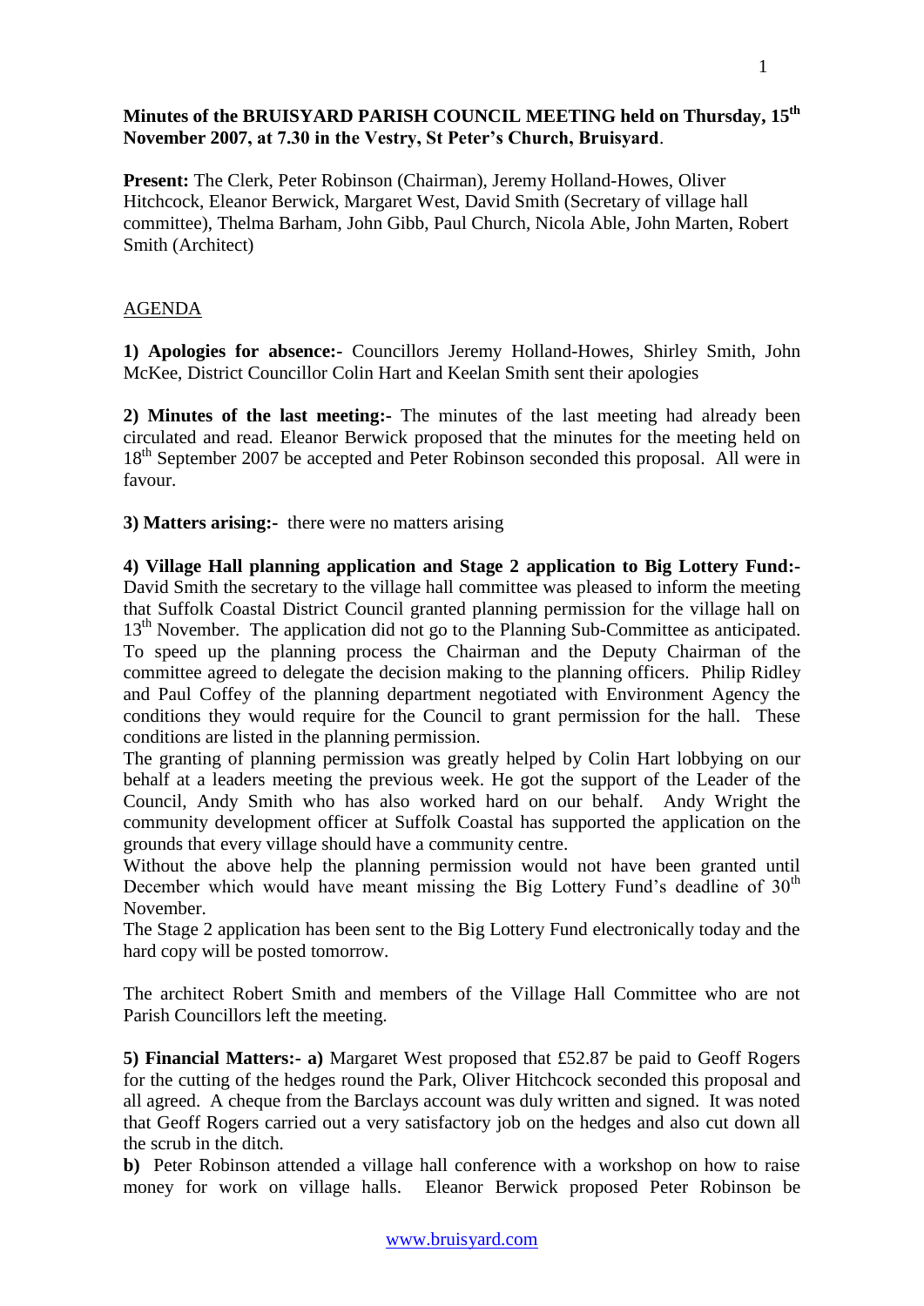**Minutes of the BRUISYARD PARISH COUNCIL MEETING held on Thursday, 15th November 2007, at 7.30 in the Vestry, St Peter's Church, Bruisyard**.

**Present:** The Clerk, Peter Robinson (Chairman), Jeremy Holland-Howes, Oliver Hitchcock, Eleanor Berwick, Margaret West, David Smith (Secretary of village hall committee), Thelma Barham, John Gibb, Paul Church, Nicola Able, John Marten, Robert Smith (Architect)

AGENDA

**1) Apologies for absence:-** Councillors Jeremy Holland-Howes, Shirley Smith, John McKee, District Councillor Colin Hart and Keelan Smith sent their apologies

**2) Minutes of the last meeting:-** The minutes of the last meeting had already been circulated and read. Eleanor Berwick proposed that the minutes for the meeting held on 18th September 2007 be accepted and Peter Robinson seconded this proposal. All were in favour.

**3) Matters arising:-** there were no matters arising

**4) Village Hall planning application and Stage 2 application to Big Lottery Fund:-** David Smith the secretary to the village hall committee was pleased to inform the meeting that Suffolk Coastal District Council granted planning permission for the village hall on 13th November. The application did not go to the Planning Sub-Committee as anticipated. To speed up the planning process the Chairman and the Deputy Chairman of the committee agreed to delegate the decision making to the planning officers. Philip Ridley and Paul Coffey of the planning department negotiated with Environment Agency the conditions they would require for the Council to grant permission for the hall. These conditions are listed in the planning permission.
The granting of planning permission was greatly helped by Colin Hart lobbying on our behalf at a leaders meeting the previous week. He got the support of the Leader of the Council, Andy Smith who has also worked hard on our behalf. Andy Wright the community development officer at Suffolk Coastal has supported the application on the grounds that every village should have a community centre.
Without the above help the planning permission would not have been granted until December which would have meant missing the Big Lottery Fund's deadline of 30th November.
The Stage 2 application has been sent to the Big Lottery Fund electronically today and the hard copy will be posted tomorrow.

The architect Robert Smith and members of the Village Hall Committee who are not Parish Councillors left the meeting.

**5) Financial Matters:- a)** Margaret West proposed that £52.87 be paid to Geoff Rogers for the cutting of the hedges round the Park, Oliver Hitchcock seconded this proposal and all agreed. A cheque from the Barclays account was duly written and signed. It was noted that Geoff Rogers carried out a very satisfactory job on the hedges and also cut down all the scrub in the ditch.
**b)** Peter Robinson attended a village hall conference with a workshop on how to raise money for work on village halls. Eleanor Berwick proposed Peter Robinson be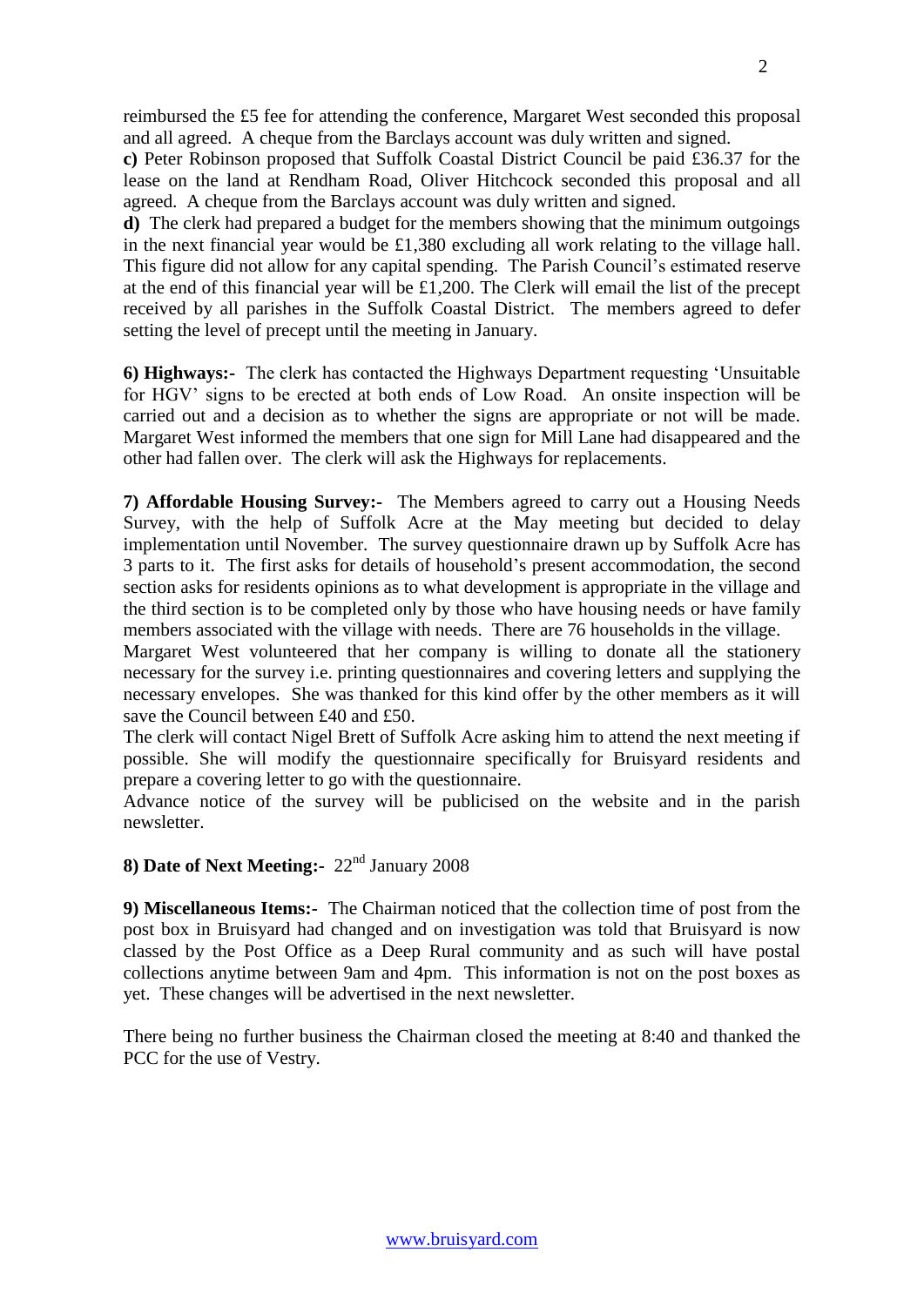reimbursed the £5 fee for attending the conference, Margaret West seconded this proposal and all agreed. A cheque from the Barclays account was duly written and signed.

**c)** Peter Robinson proposed that Suffolk Coastal District Council be paid £36.37 for the lease on the land at Rendham Road, Oliver Hitchcock seconded this proposal and all agreed. A cheque from the Barclays account was duly written and signed.

**d)** The clerk had prepared a budget for the members showing that the minimum outgoings in the next financial year would be £1,380 excluding all work relating to the village hall. This figure did not allow for any capital spending. The Parish Council's estimated reserve at the end of this financial year will be £1,200. The Clerk will email the list of the precept received by all parishes in the Suffolk Coastal District. The members agreed to defer setting the level of precept until the meeting in January.

**6) Highways:-** The clerk has contacted the Highways Department requesting 'Unsuitable for HGV' signs to be erected at both ends of Low Road. An onsite inspection will be carried out and a decision as to whether the signs are appropriate or not will be made. Margaret West informed the members that one sign for Mill Lane had disappeared and the other had fallen over. The clerk will ask the Highways for replacements.

**7) Affordable Housing Survey:-** The Members agreed to carry out a Housing Needs Survey, with the help of Suffolk Acre at the May meeting but decided to delay implementation until November. The survey questionnaire drawn up by Suffolk Acre has 3 parts to it. The first asks for details of household's present accommodation, the second section asks for residents opinions as to what development is appropriate in the village and the third section is to be completed only by those who have housing needs or have family members associated with the village with needs. There are 76 households in the village.

Margaret West volunteered that her company is willing to donate all the stationery necessary for the survey i.e. printing questionnaires and covering letters and supplying the necessary envelopes. She was thanked for this kind offer by the other members as it will save the Council between £40 and £50.

The clerk will contact Nigel Brett of Suffolk Acre asking him to attend the next meeting if possible. She will modify the questionnaire specifically for Bruisyard residents and prepare a covering letter to go with the questionnaire.

Advance notice of the survey will be publicised on the website and in the parish newsletter.

**8) Date of Next Meeting:-** 22nd January 2008

**9) Miscellaneous Items:-** The Chairman noticed that the collection time of post from the post box in Bruisyard had changed and on investigation was told that Bruisyard is now classed by the Post Office as a Deep Rural community and as such will have postal collections anytime between 9am and 4pm. This information is not on the post boxes as yet. These changes will be advertised in the next newsletter.

There being no further business the Chairman closed the meeting at 8:40 and thanked the PCC for the use of Vestry.

www.bruisyard.com